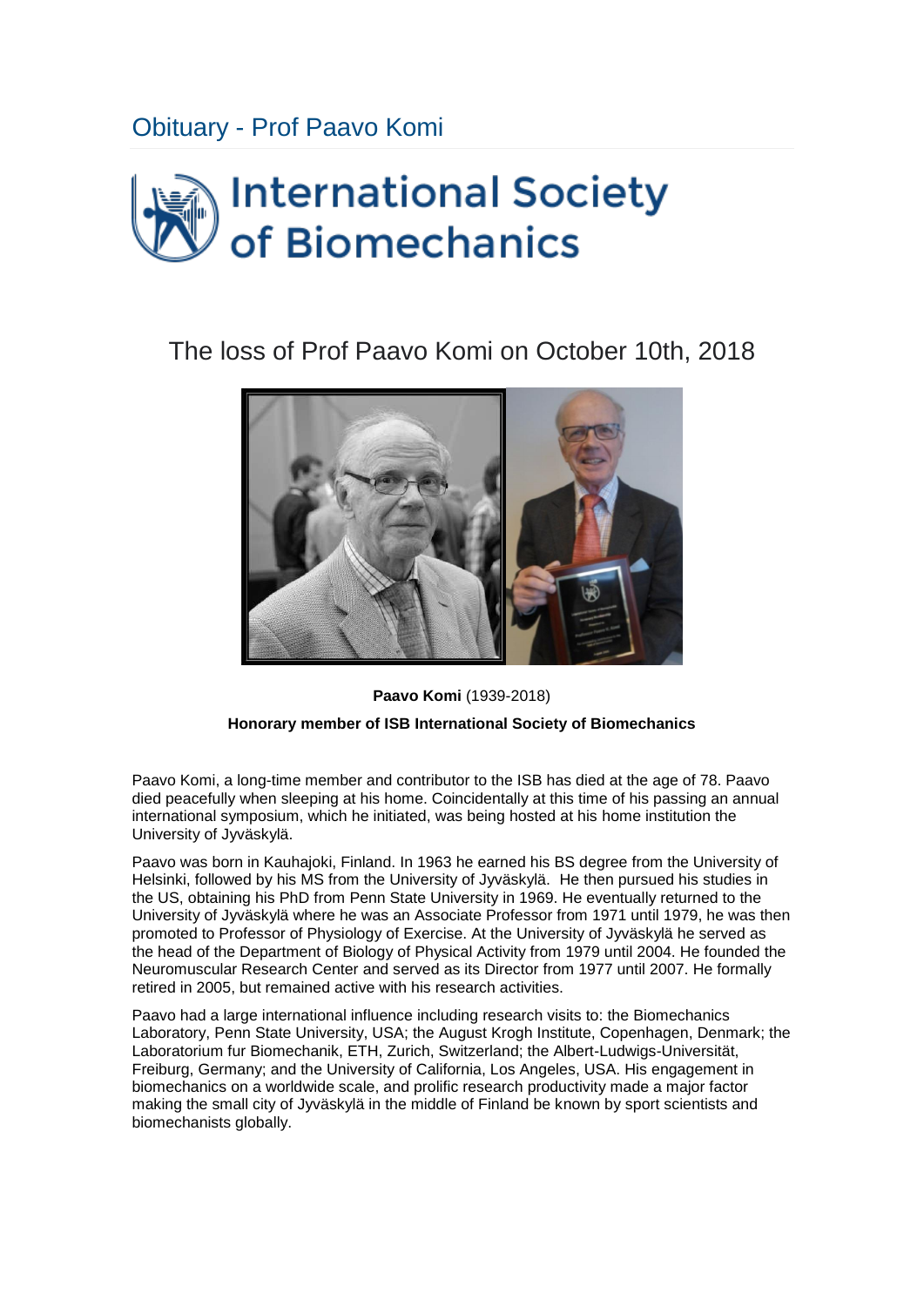# Obituary - Prof Paavo Komi

International Society of Biomechanics

## The loss of Prof Paavo Komi on October 10th, 2018

**Paavo Komi** (1939-2018)

**Honorary member of ISB International Society of Biomechanics**

Paavo Komi, a long-time member and contributor to the ISB has died at the age of 78. Paavo died peacefully when sleeping at his home. Coincidentally at this time of his passing an annual international symposium, which he initiated, was being hosted at his home institution the University of Jyväskylä.

Paavo was born in Kauhajoki, Finland. In 1963 he earned his BS degree from the University of Helsinki, followed by his MS from the University of Jyväskylä. He then pursued his studies in the US, obtaining his PhD from Penn State University in 1969. He eventually returned to the University of Jyväskylä where he was an Associate Professor from 1971 until 1979, he was then promoted to Professor of Physiology of Exercise. At the University of Jyväskylä he served as the head of the Department of Biology of Physical Activity from 1979 until 2004. He founded the Neuromuscular Research Center and served as its Director from 1977 until 2007. He formally retired in 2005, but remained active with his research activities.

Paavo had a large international influence including research visits to: the Biomechanics Laboratory, Penn State University, USA; the August Krogh Institute, Copenhagen, Denmark; the Laboratorium fur Biomechanik, ETH, Zurich, Switzerland; the Albert-Ludwigs-Universität, Freiburg, Germany; and the University of California, Los Angeles, USA. His engagement in biomechanics on a worldwide scale, and prolific research productivity made a major factor making the small city of Jyväskylä in the middle of Finland be known by sport scientists and biomechanists globally.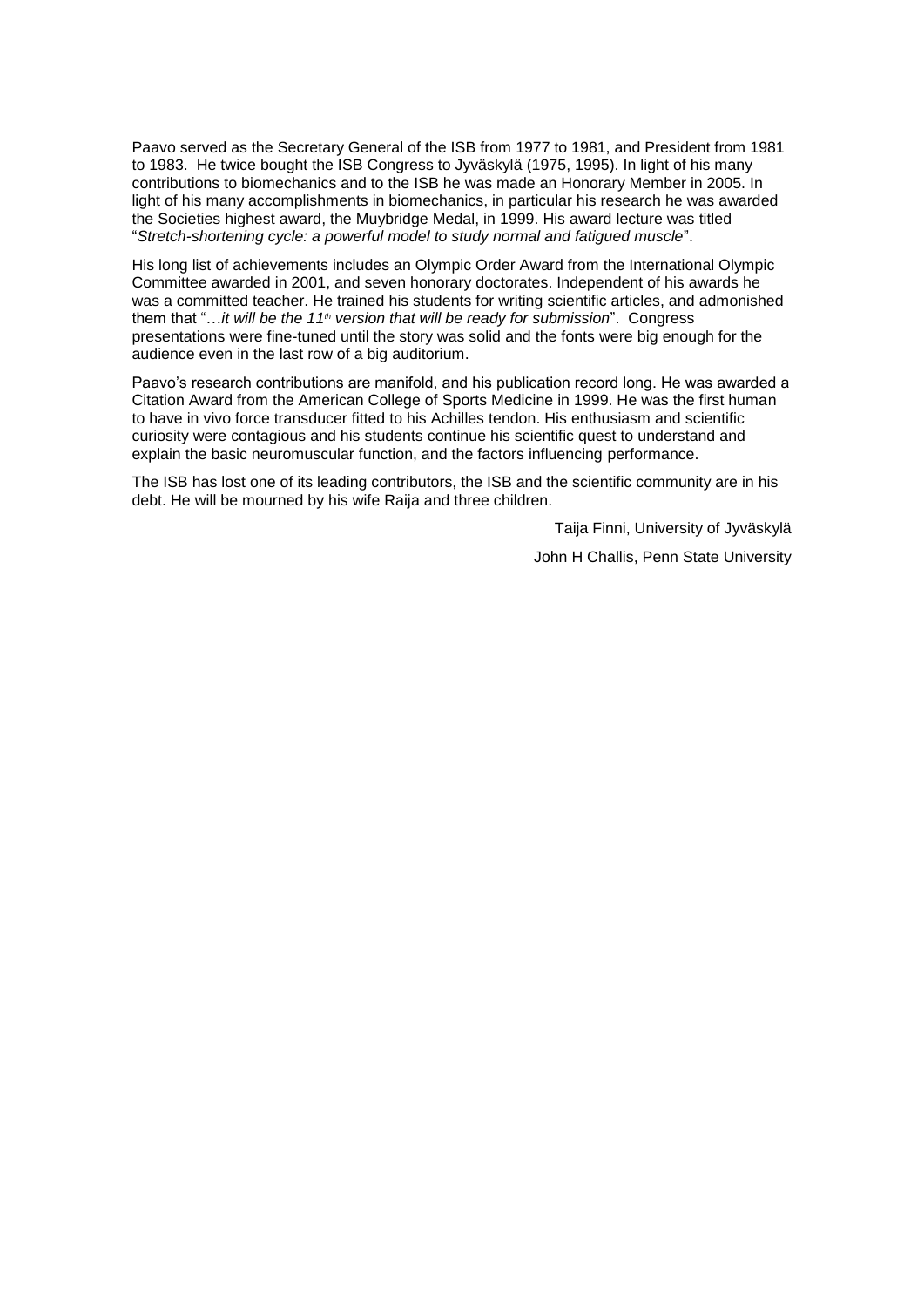Paavo served as the Secretary General of the ISB from 1977 to 1981, and President from 1981 to 1983. He twice bought the ISB Congress to Jyväskylä (1975, 1995). In light of his many contributions to biomechanics and to the ISB he was made an Honorary Member in 2005. In light of his many accomplishments in biomechanics, in particular his research he was awarded the Societies highest award, the Muybridge Medal, in 1999. His award lecture was titled "*Stretch-shortening cycle: a powerful model to study normal and fatigued muscle*".

His long list of achievements includes an Olympic Order Award from the International Olympic Committee awarded in 2001, and seven honorary doctorates. Independent of his awards he was a committed teacher. He trained his students for writing scientific articles, and admonished them that "…*it will be the 11th version that will be ready for submission*". Congress presentations were fine-tuned until the story was solid and the fonts were big enough for the audience even in the last row of a big auditorium.

Paavo's research contributions are manifold, and his publication record long. He was awarded a Citation Award from the American College of Sports Medicine in 1999. He was the first human to have in vivo force transducer fitted to his Achilles tendon. His enthusiasm and scientific curiosity were contagious and his students continue his scientific quest to understand and explain the basic neuromuscular function, and the factors influencing performance.

The ISB has lost one of its leading contributors, the ISB and the scientific community are in his debt. He will be mourned by his wife Raija and three children.

Taija Finni, University of Jyväskylä

John H Challis, Penn State University